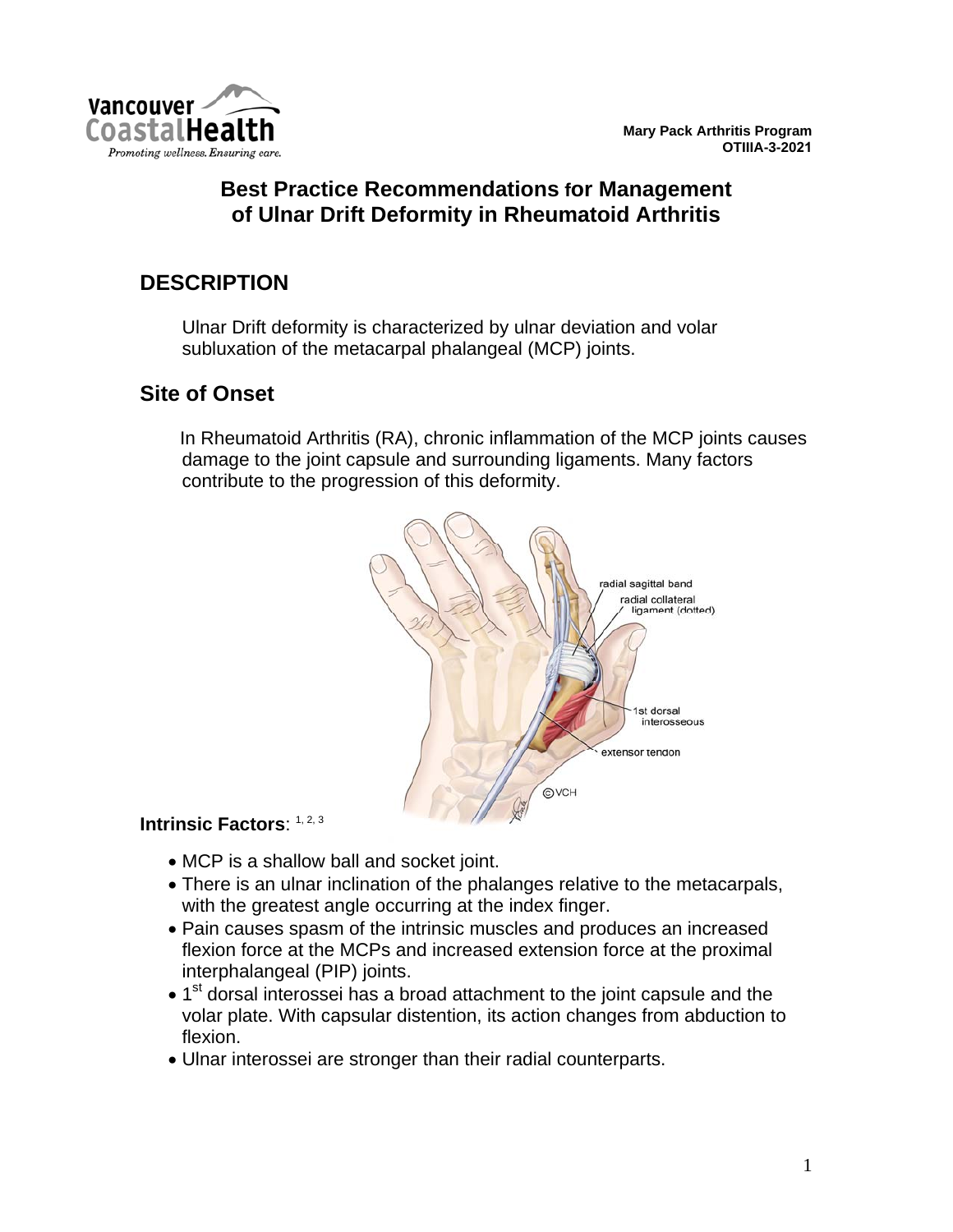Mary Pack Arthritis Program
OTIIIA-3-2021

# Best Practice Recommendations for Management of Ulnar Drift Deformity in Rheumatoid Arthritis

## DESCRIPTION

Ulnar Drift deformity is characterized by ulnar deviation and volar subluxation of the metacarpal phalangeal (MCP) joints.

## Site of Onset

In Rheumatoid Arthritis (RA), chronic inflammation of the MCP joints causes damage to the joint capsule and surrounding ligaments. Many factors contribute to the progression of this deformity.

radial sagittal band
radial collateral ligament (dotted)
1st dorsal interosseous
extensor tendon
©VCH

**Intrinsic Factors**: [1, 2, 3]

- MCP is a shallow ball and socket joint.
- There is an ulnar inclination of the phalanges relative to the metacarpals, with the greatest angle occurring at the index finger.
- Pain causes spasm of the intrinsic muscles and produces an increased flexion force at the MCPs and increased extension force at the proximal interphalangeal (PIP) joints.
- 1st dorsal interossei has a broad attachment to the joint capsule and the volar plate. With capsular distention, its action changes from abduction to flexion.
- Ulnar interossei are stronger than their radial counterparts.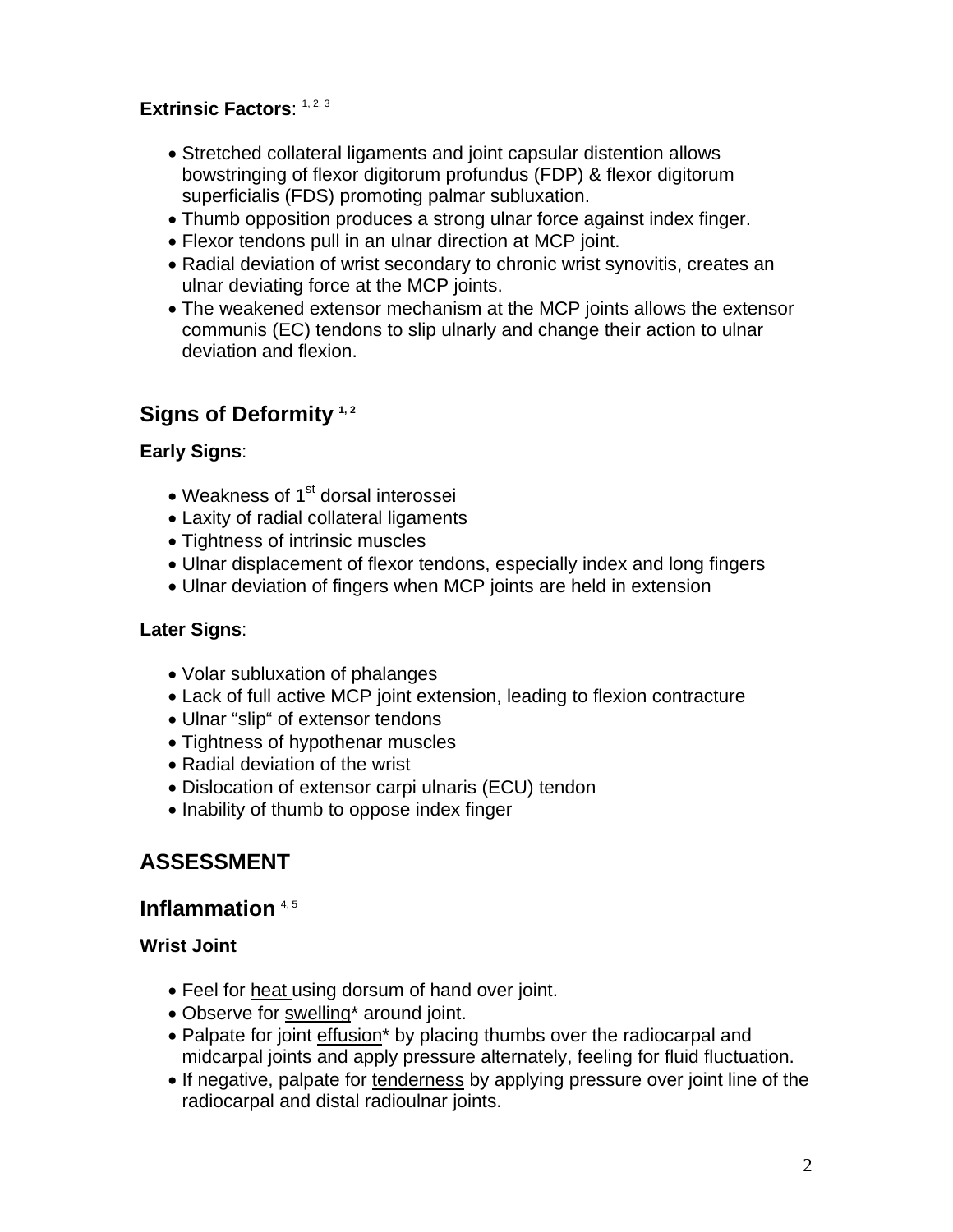**Extrinsic Factors**: [1, 2, 3]

- Stretched collateral ligaments and joint capsular distention allows bowstringing of flexor digitorum profundus (FDP) & flexor digitorum superficialis (FDS) promoting palmar subluxation.
- Thumb opposition produces a strong ulnar force against index finger.
- Flexor tendons pull in an ulnar direction at MCP joint.
- Radial deviation of wrist secondary to chronic wrist synovitis, creates an ulnar deviating force at the MCP joints.
- The weakened extensor mechanism at the MCP joints allows the extensor communis (EC) tendons to slip ulnarly and change their action to ulnar deviation and flexion.

## Signs of Deformity [1, 2]

**Early Signs**:

- Weakness of 1st dorsal interossei
- Laxity of radial collateral ligaments
- Tightness of intrinsic muscles
- Ulnar displacement of flexor tendons, especially index and long fingers
- Ulnar deviation of fingers when MCP joints are held in extension

**Later Signs**:

- Volar subluxation of phalanges
- Lack of full active MCP joint extension, leading to flexion contracture
- Ulnar "slip" of extensor tendons
- Tightness of hypothenar muscles
- Radial deviation of the wrist
- Dislocation of extensor carpi ulnaris (ECU) tendon
- Inability of thumb to oppose index finger

# ASSESSMENT

## Inflammation [4, 5]

**Wrist Joint**

- Feel for heat using dorsum of hand over joint.
- Observe for swelling* around joint.
- Palpate for joint effusion* by placing thumbs over the radiocarpal and midcarpal joints and apply pressure alternately, feeling for fluid fluctuation.
- If negative, palpate for tenderness by applying pressure over joint line of the radiocarpal and distal radioulnar joints.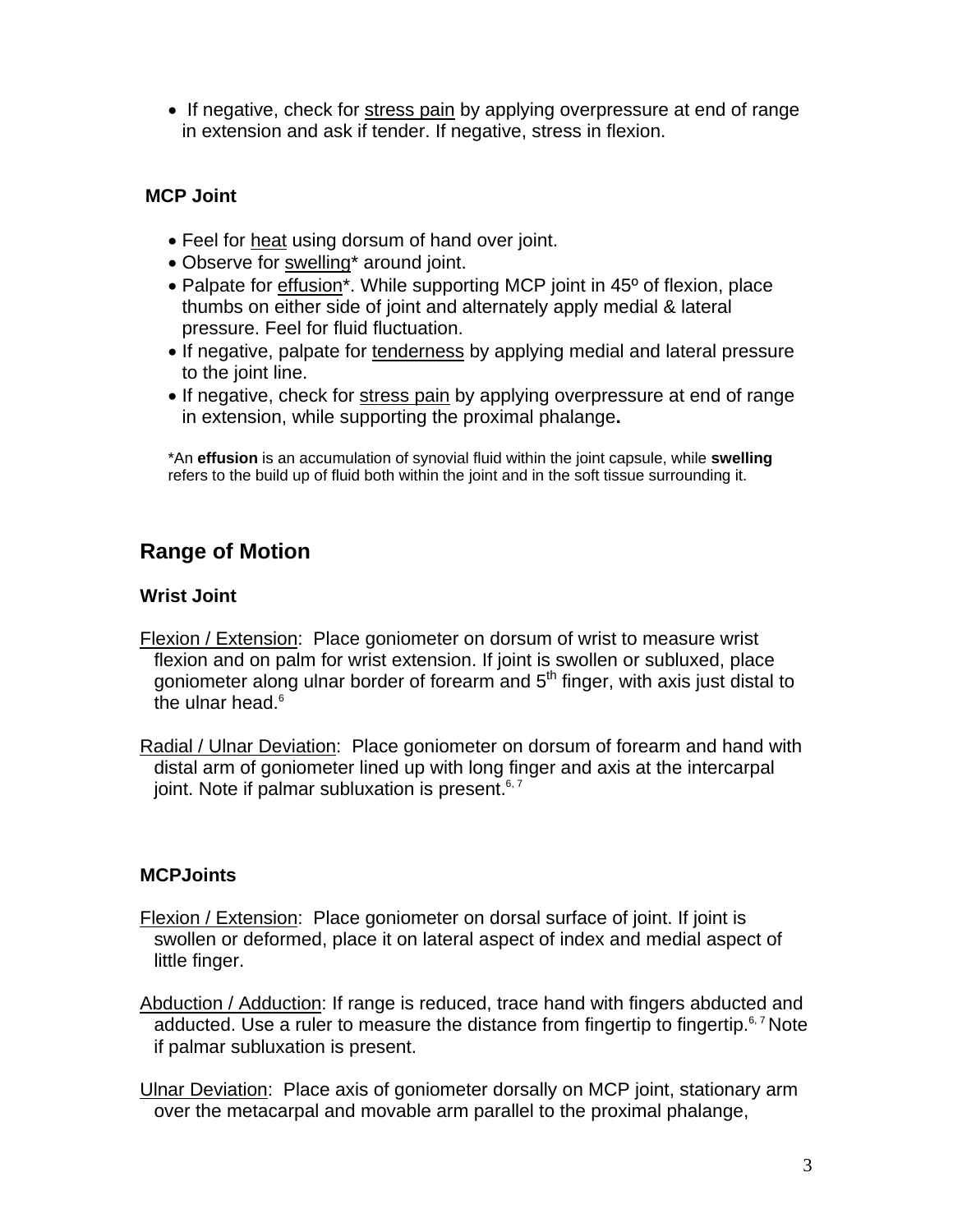- If negative, check for stress pain by applying overpressure at end of range in extension and ask if tender. If negative, stress in flexion.

### MCP Joint

- Feel for heat using dorsum of hand over joint.
- Observe for swelling* around joint.
- Palpate for effusion*. While supporting MCP joint in 45º of flexion, place thumbs on either side of joint and alternately apply medial & lateral pressure. Feel for fluid fluctuation.
- If negative, palpate for tenderness by applying medial and lateral pressure to the joint line.
- If negative, check for stress pain by applying overpressure at end of range in extension, while supporting the proximal phalange**.**

*An **effusion** is an accumulation of synovial fluid within the joint capsule, while **swelling** refers to the build up of fluid both within the joint and in the soft tissue surrounding it.

## Range of Motion

### Wrist Joint

Flexion / Extension: Place goniometer on dorsum of wrist to measure wrist flexion and on palm for wrist extension. If joint is swollen or subluxed, place goniometer along ulnar border of forearm and 5th finger, with axis just distal to the ulnar head.[6]

Radial / Ulnar Deviation: Place goniometer on dorsum of forearm and hand with distal arm of goniometer lined up with long finger and axis at the intercarpal joint. Note if palmar subluxation is present.[6, 7]

### MCPJoints

Flexion / Extension: Place goniometer on dorsal surface of joint. If joint is swollen or deformed, place it on lateral aspect of index and medial aspect of little finger.

Abduction / Adduction: If range is reduced, trace hand with fingers abducted and adducted. Use a ruler to measure the distance from fingertip to fingertip.[6, 7] Note if palmar subluxation is present.

Ulnar Deviation: Place axis of goniometer dorsally on MCP joint, stationary arm over the metacarpal and movable arm parallel to the proximal phalange,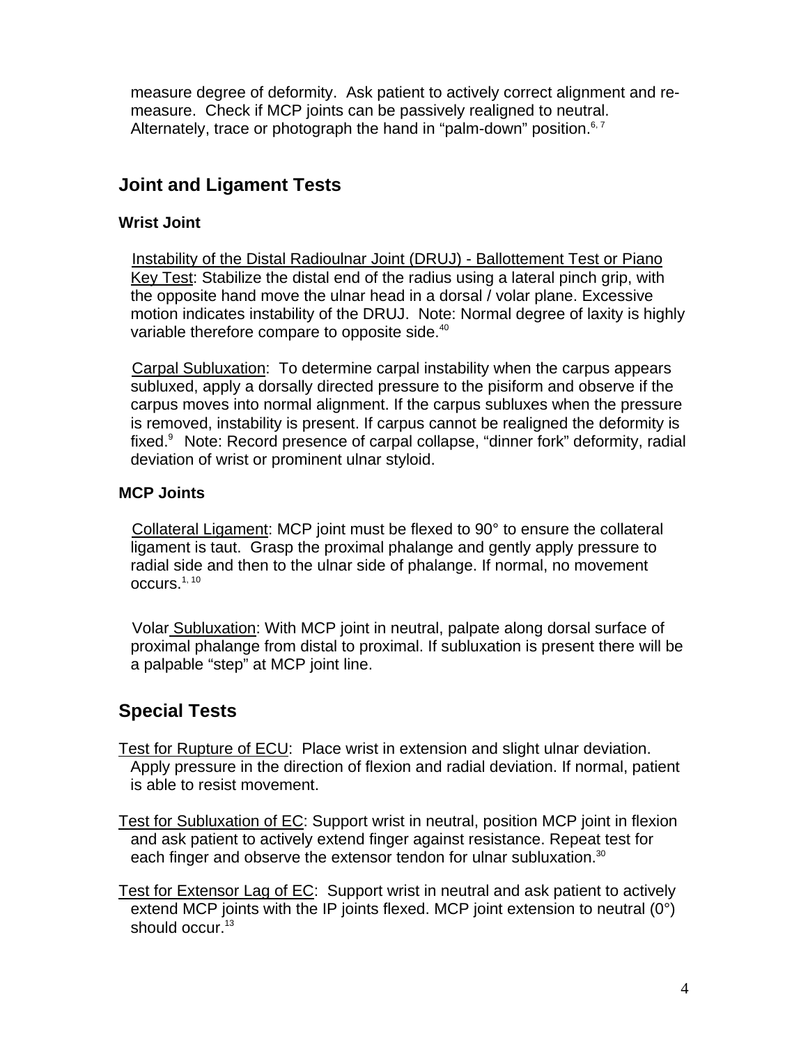measure degree of deformity. Ask patient to actively correct alignment and re-measure. Check if MCP joints can be passively realigned to neutral. Alternately, trace or photograph the hand in “palm-down” position.[6, 7]

## Joint and Ligament Tests

### Wrist Joint

Instability of the Distal Radioulnar Joint (DRUJ) - Ballottement Test or Piano Key Test: Stabilize the distal end of the radius using a lateral pinch grip, with the opposite hand move the ulnar head in a dorsal / volar plane. Excessive motion indicates instability of the DRUJ. Note: Normal degree of laxity is highly variable therefore compare to opposite side.[40]

Carpal Subluxation: To determine carpal instability when the carpus appears subluxed, apply a dorsally directed pressure to the pisiform and observe if the carpus moves into normal alignment. If the carpus subluxes when the pressure is removed, instability is present. If carpus cannot be realigned the deformity is fixed.[9] Note: Record presence of carpal collapse, “dinner fork” deformity, radial deviation of wrist or prominent ulnar styloid.

### MCP Joints

Collateral Ligament: MCP joint must be flexed to 90° to ensure the collateral ligament is taut. Grasp the proximal phalange and gently apply pressure to radial side and then to the ulnar side of phalange. If normal, no movement occurs.[1, 10]

Volar Subluxation: With MCP joint in neutral, palpate along dorsal surface of proximal phalange from distal to proximal. If subluxation is present there will be a palpable “step” at MCP joint line.

## Special Tests

Test for Rupture of ECU: Place wrist in extension and slight ulnar deviation. Apply pressure in the direction of flexion and radial deviation. If normal, patient is able to resist movement.

Test for Subluxation of EC: Support wrist in neutral, position MCP joint in flexion and ask patient to actively extend finger against resistance. Repeat test for each finger and observe the extensor tendon for ulnar subluxation.[30]

Test for Extensor Lag of EC: Support wrist in neutral and ask patient to actively extend MCP joints with the IP joints flexed. MCP joint extension to neutral (0°) should occur.[13]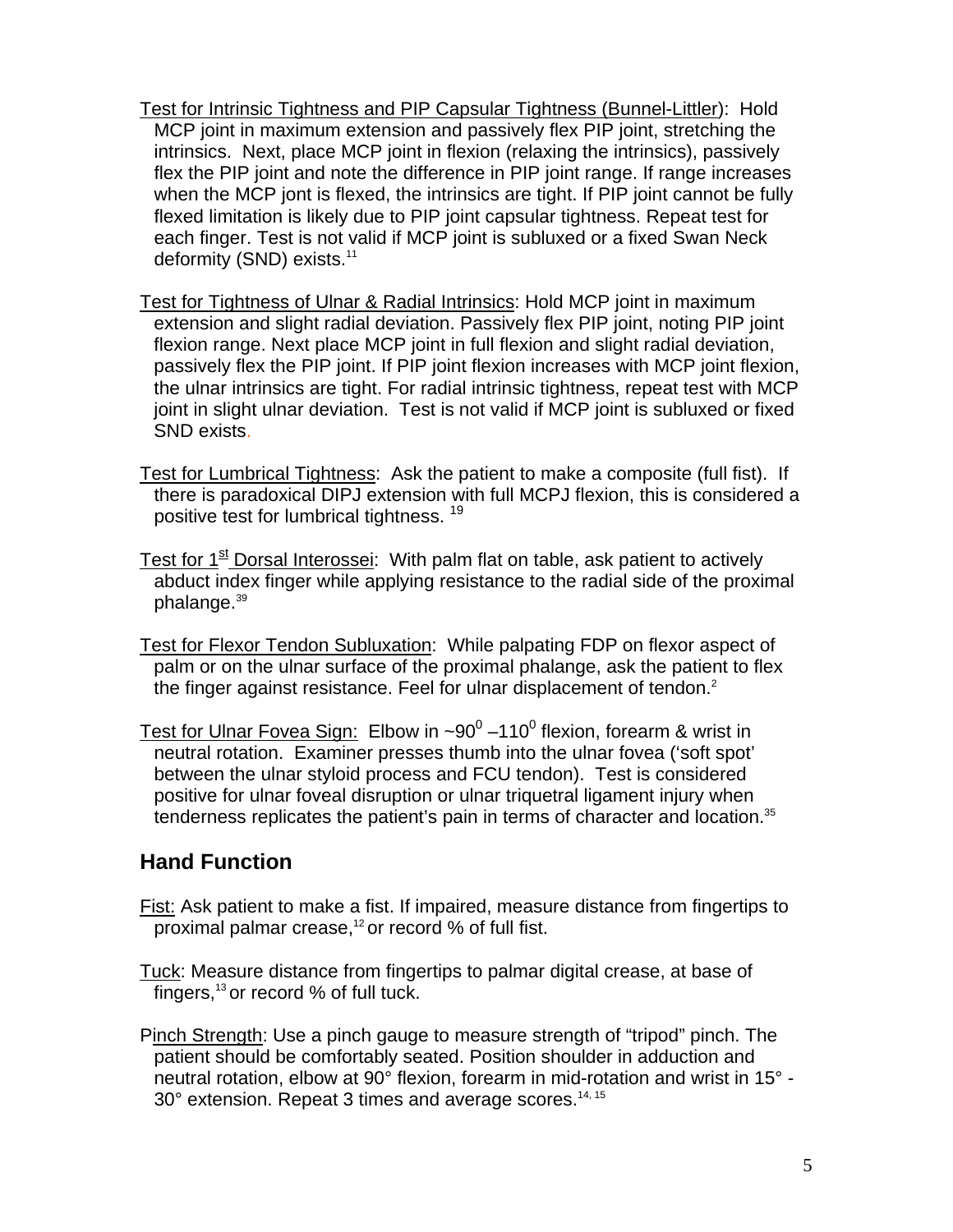Test for Intrinsic Tightness and PIP Capsular Tightness (Bunnel-Littler): Hold MCP joint in maximum extension and passively flex PIP joint, stretching the intrinsics. Next, place MCP joint in flexion (relaxing the intrinsics), passively flex the PIP joint and note the difference in PIP joint range. If range increases when the MCP jont is flexed, the intrinsics are tight. If PIP joint cannot be fully flexed limitation is likely due to PIP joint capsular tightness. Repeat test for each finger. Test is not valid if MCP joint is subluxed or a fixed Swan Neck deformity (SND) exists.[11]

Test for Tightness of Ulnar & Radial Intrinsics: Hold MCP joint in maximum extension and slight radial deviation. Passively flex PIP joint, noting PIP joint flexion range. Next place MCP joint in full flexion and slight radial deviation, passively flex the PIP joint. If PIP joint flexion increases with MCP joint flexion, the ulnar intrinsics are tight. For radial intrinsic tightness, repeat test with MCP joint in slight ulnar deviation. Test is not valid if MCP joint is subluxed or fixed SND exists.

Test for Lumbrical Tightness: Ask the patient to make a composite (full fist). If there is paradoxical DIPJ extension with full MCPJ flexion, this is considered a positive test for lumbrical tightness. [19]

Test for 1st Dorsal Interossei: With palm flat on table, ask patient to actively abduct index finger while applying resistance to the radial side of the proximal phalange.[39]

Test for Flexor Tendon Subluxation: While palpating FDP on flexor aspect of palm or on the ulnar surface of the proximal phalange, ask the patient to flex the finger against resistance. Feel for ulnar displacement of tendon.[2]

Test for Ulnar Fovea Sign: Elbow in ~$90^0$ –$110^0$ flexion, forearm & wrist in neutral rotation. Examiner presses thumb into the ulnar fovea ('soft spot' between the ulnar styloid process and FCU tendon). Test is considered positive for ulnar foveal disruption or ulnar triquetral ligament injury when tenderness replicates the patient's pain in terms of character and location.[35]

## Hand Function

Fist: Ask patient to make a fist. If impaired, measure distance from fingertips to proximal palmar crease,[12] or record % of full fist.

Tuck: Measure distance from fingertips to palmar digital crease, at base of fingers,[13] or record % of full tuck.

Pinch Strength: Use a pinch gauge to measure strength of "tripod" pinch. The patient should be comfortably seated. Position shoulder in adduction and neutral rotation, elbow at 90° flexion, forearm in mid-rotation and wrist in 15° - 30° extension. Repeat 3 times and average scores.[14, 15]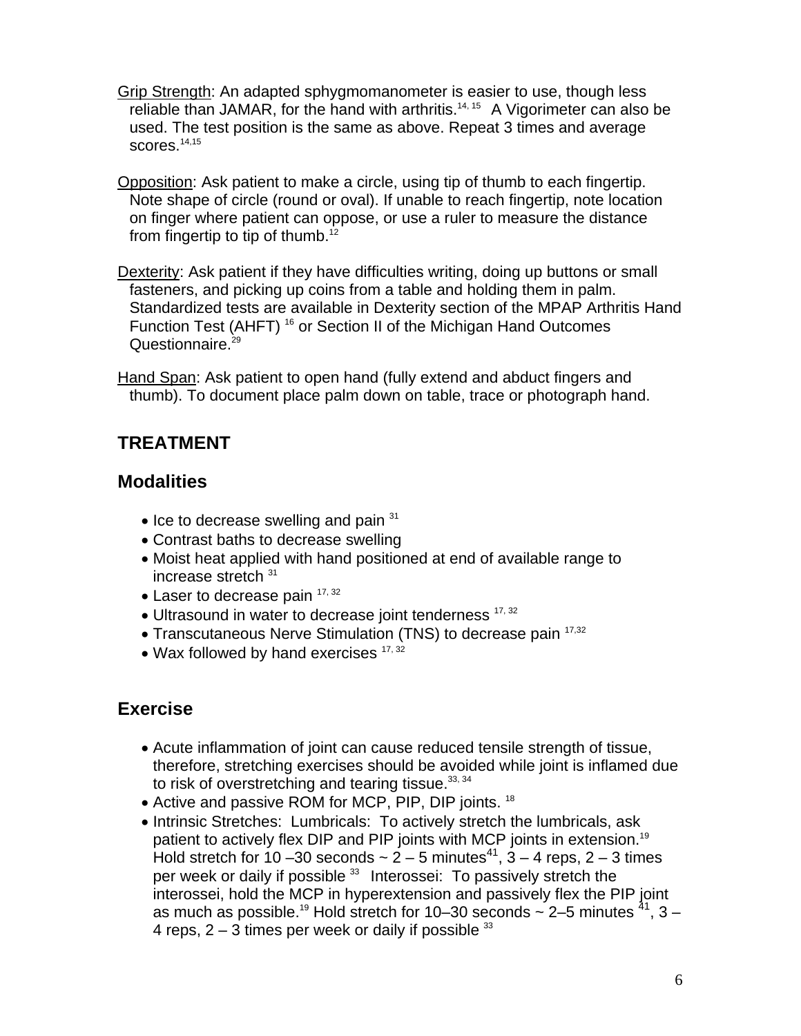Grip Strength: An adapted sphygmomanometer is easier to use, though less reliable than JAMAR, for the hand with arthritis.[14, 15] A Vigorimeter can also be used. The test position is the same as above. Repeat 3 times and average scores.[14,15]

Opposition: Ask patient to make a circle, using tip of thumb to each fingertip. Note shape of circle (round or oval). If unable to reach fingertip, note location on finger where patient can oppose, or use a ruler to measure the distance from fingertip to tip of thumb.[12]

Dexterity: Ask patient if they have difficulties writing, doing up buttons or small fasteners, and picking up coins from a table and holding them in palm. Standardized tests are available in Dexterity section of the MPAP Arthritis Hand Function Test (AHFT) [16] or Section II of the Michigan Hand Outcomes Questionnaire.[29]

Hand Span: Ask patient to open hand (fully extend and abduct fingers and thumb). To document place palm down on table, trace or photograph hand.

## TREATMENT

### Modalities

- Ice to decrease swelling and pain [31]
- Contrast baths to decrease swelling
- Moist heat applied with hand positioned at end of available range to increase stretch [31]
- Laser to decrease pain [17, 32]
- Ultrasound in water to decrease joint tenderness [17, 32]
- Transcutaneous Nerve Stimulation (TNS) to decrease pain [17,32]
- Wax followed by hand exercises [17, 32]

### Exercise

- Acute inflammation of joint can cause reduced tensile strength of tissue, therefore, stretching exercises should be avoided while joint is inflamed due to risk of overstretching and tearing tissue.[33, 34]
- Active and passive ROM for MCP, PIP, DIP joints. [18]
- Intrinsic Stretches: Lumbricals: To actively stretch the lumbricals, ask patient to actively flex DIP and PIP joints with MCP joints in extension.[19] Hold stretch for 10 –30 seconds ~ 2 – 5 minutes[41], 3 – 4 reps, 2 – 3 times per week or daily if possible [33] Interossei: To passively stretch the interossei, hold the MCP in hyperextension and passively flex the PIP joint as much as possible.[19] Hold stretch for 10–30 seconds ~ 2–5 minutes [41], 3 – 4 reps, 2 – 3 times per week or daily if possible [33]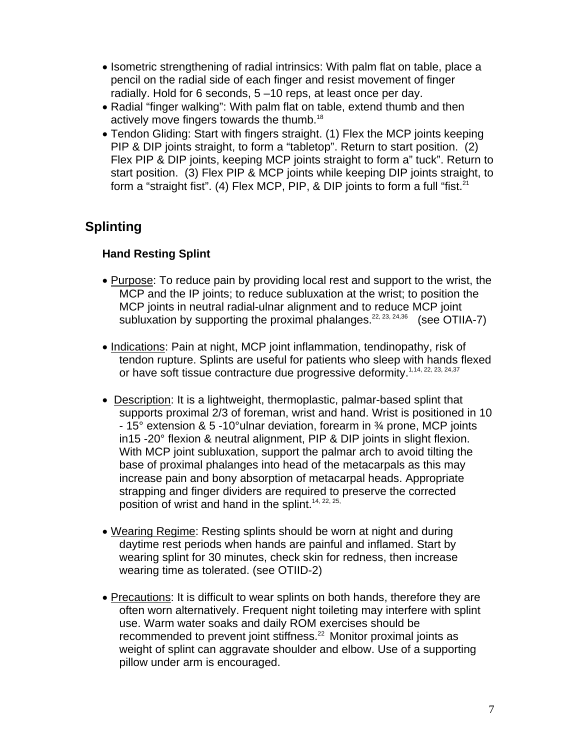- Isometric strengthening of radial intrinsics: With palm flat on table, place a pencil on the radial side of each finger and resist movement of finger radially. Hold for 6 seconds, 5 –10 reps, at least once per day.
- Radial "finger walking": With palm flat on table, extend thumb and then actively move fingers towards the thumb.[18]
- Tendon Gliding: Start with fingers straight. (1) Flex the MCP joints keeping PIP & DIP joints straight, to form a "tabletop". Return to start position. (2) Flex PIP & DIP joints, keeping MCP joints straight to form a" tuck". Return to start position. (3) Flex PIP & MCP joints while keeping DIP joints straight, to form a "straight fist". (4) Flex MCP, PIP, & DIP joints to form a full "fist.[21]

## Splinting

### Hand Resting Splint

- Purpose: To reduce pain by providing local rest and support to the wrist, the MCP and the IP joints; to reduce subluxation at the wrist; to position the MCP joints in neutral radial-ulnar alignment and to reduce MCP joint subluxation by supporting the proximal phalanges.[22, 23, 24,36] (see OTIIA-7)

- Indications: Pain at night, MCP joint inflammation, tendinopathy, risk of tendon rupture. Splints are useful for patients who sleep with hands flexed or have soft tissue contracture due progressive deformity.[1,14, 22, 23, 24,37]

- Description: It is a lightweight, thermoplastic, palmar-based splint that supports proximal 2/3 of foreman, wrist and hand. Wrist is positioned in 10 - 15° extension & 5 -10°ulnar deviation, forearm in ¾ prone, MCP joints in15 -20° flexion & neutral alignment, PIP & DIP joints in slight flexion. With MCP joint subluxation, support the palmar arch to avoid tilting the base of proximal phalanges into head of the metacarpals as this may increase pain and bony absorption of metacarpal heads. Appropriate strapping and finger dividers are required to preserve the corrected position of wrist and hand in the splint.[14, 22, 25,]

- Wearing Regime: Resting splints should be worn at night and during daytime rest periods when hands are painful and inflamed. Start by wearing splint for 30 minutes, check skin for redness, then increase wearing time as tolerated. (see OTIID-2)

- Precautions: It is difficult to wear splints on both hands, therefore they are often worn alternatively. Frequent night toileting may interfere with splint use. Warm water soaks and daily ROM exercises should be recommended to prevent joint stiffness.[22] Monitor proximal joints as weight of splint can aggravate shoulder and elbow. Use of a supporting pillow under arm is encouraged.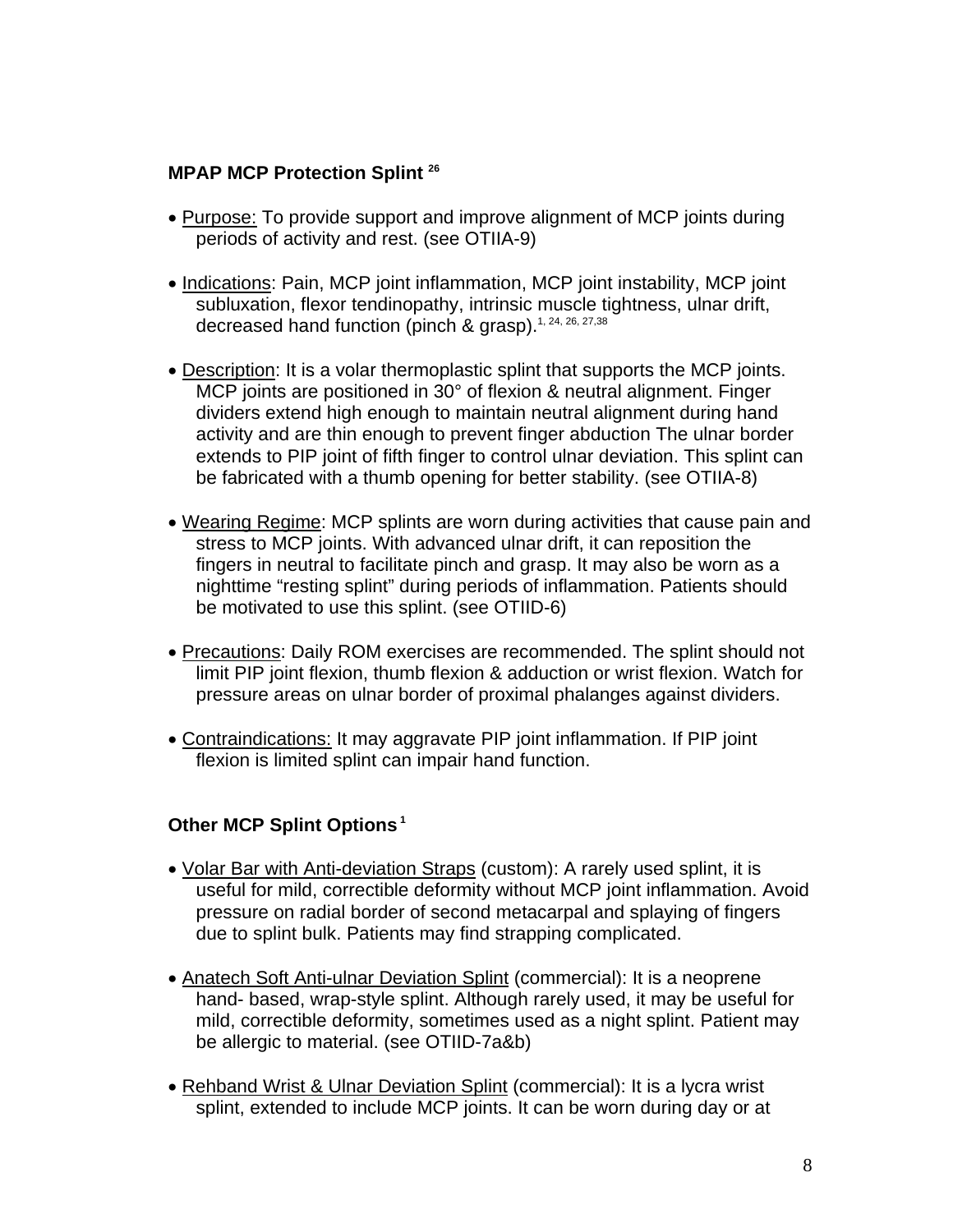**MPAP MCP Protection Splint** [26]

- Purpose: To provide support and improve alignment of MCP joints during periods of activity and rest. (see OTIIA-9)

- Indications: Pain, MCP joint inflammation, MCP joint instability, MCP joint subluxation, flexor tendinopathy, intrinsic muscle tightness, ulnar drift, decreased hand function (pinch & grasp).[1, 24, 26, 27,38]

- Description: It is a volar thermoplastic splint that supports the MCP joints. MCP joints are positioned in 30° of flexion & neutral alignment. Finger dividers extend high enough to maintain neutral alignment during hand activity and are thin enough to prevent finger abduction The ulnar border extends to PIP joint of fifth finger to control ulnar deviation. This splint can be fabricated with a thumb opening for better stability. (see OTIIA-8)

- Wearing Regime: MCP splints are worn during activities that cause pain and stress to MCP joints. With advanced ulnar drift, it can reposition the fingers in neutral to facilitate pinch and grasp. It may also be worn as a nighttime "resting splint" during periods of inflammation. Patients should be motivated to use this splint. (see OTIID-6)

- Precautions: Daily ROM exercises are recommended. The splint should not limit PIP joint flexion, thumb flexion & adduction or wrist flexion. Watch for pressure areas on ulnar border of proximal phalanges against dividers.

- Contraindications: It may aggravate PIP joint inflammation. If PIP joint flexion is limited splint can impair hand function.

**Other MCP Splint Options** [1]

- Volar Bar with Anti-deviation Straps (custom): A rarely used splint, it is useful for mild, correctible deformity without MCP joint inflammation. Avoid pressure on radial border of second metacarpal and splaying of fingers due to splint bulk. Patients may find strapping complicated.

- Anatech Soft Anti-ulnar Deviation Splint (commercial): It is a neoprene hand- based, wrap-style splint. Although rarely used, it may be useful for mild, correctible deformity, sometimes used as a night splint. Patient may be allergic to material. (see OTIID-7a&b)

- Rehband Wrist & Ulnar Deviation Splint (commercial): It is a lycra wrist splint, extended to include MCP joints. It can be worn during day or at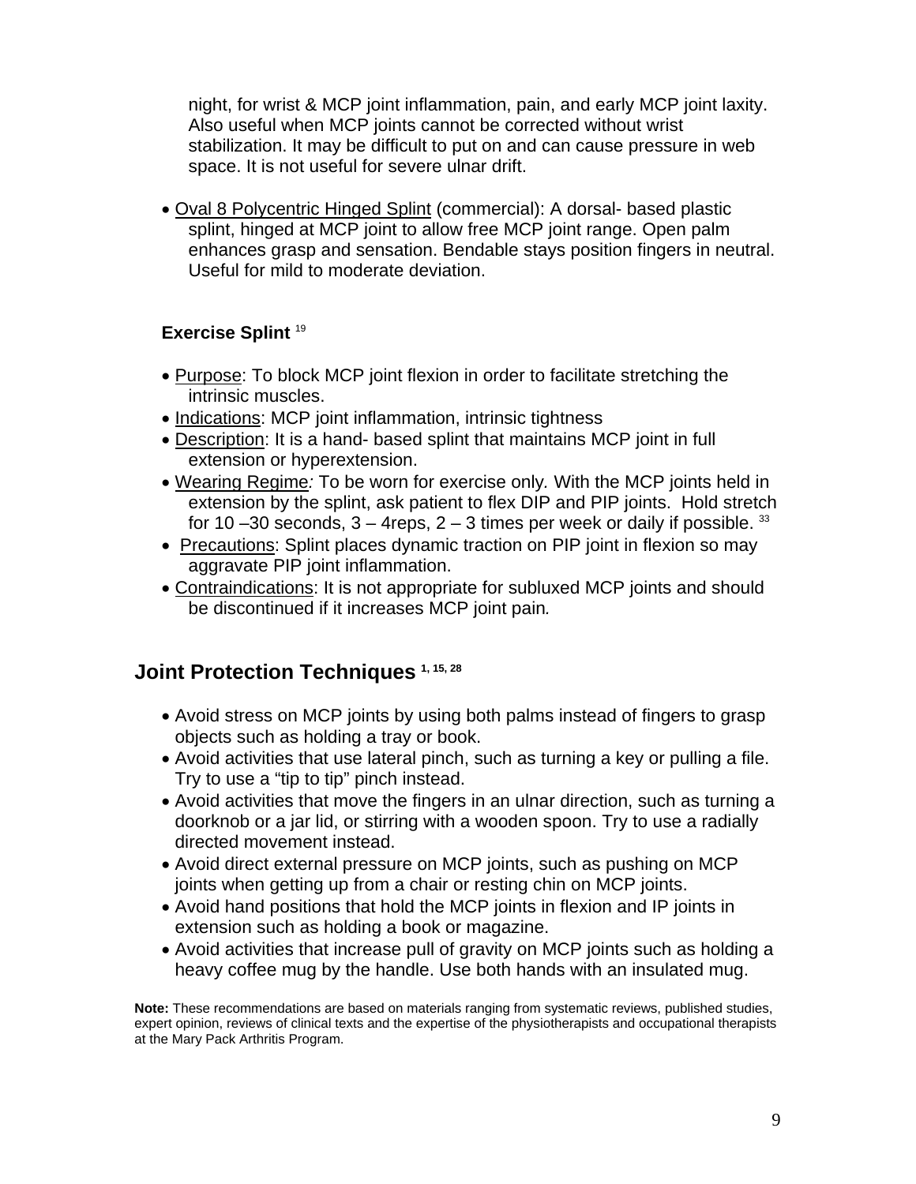night, for wrist & MCP joint inflammation, pain, and early MCP joint laxity. Also useful when MCP joints cannot be corrected without wrist stabilization. It may be difficult to put on and can cause pressure in web space. It is not useful for severe ulnar drift.

- Oval 8 Polycentric Hinged Splint (commercial): A dorsal- based plastic splint, hinged at MCP joint to allow free MCP joint range. Open palm enhances grasp and sensation. Bendable stays position fingers in neutral. Useful for mild to moderate deviation.

**Exercise Splint** [19]

- Purpose: To block MCP joint flexion in order to facilitate stretching the intrinsic muscles.
- Indications: MCP joint inflammation, intrinsic tightness
- Description: It is a hand- based splint that maintains MCP joint in full extension or hyperextension.
- Wearing Regime*:* To be worn for exercise only. With the MCP joints held in extension by the splint, ask patient to flex DIP and PIP joints. Hold stretch for 10 –30 seconds, 3 – 4reps, 2 – 3 times per week or daily if possible. [33]
- Precautions: Splint places dynamic traction on PIP joint in flexion so may aggravate PIP joint inflammation.
- Contraindications: It is not appropriate for subluxed MCP joints and should be discontinued if it increases MCP joint pain*.*

## Joint Protection Techniques [1, 15, 28]

- Avoid stress on MCP joints by using both palms instead of fingers to grasp objects such as holding a tray or book.
- Avoid activities that use lateral pinch, such as turning a key or pulling a file. Try to use a "tip to tip" pinch instead.
- Avoid activities that move the fingers in an ulnar direction, such as turning a doorknob or a jar lid, or stirring with a wooden spoon. Try to use a radially directed movement instead.
- Avoid direct external pressure on MCP joints, such as pushing on MCP joints when getting up from a chair or resting chin on MCP joints.
- Avoid hand positions that hold the MCP joints in flexion and IP joints in extension such as holding a book or magazine.
- Avoid activities that increase pull of gravity on MCP joints such as holding a heavy coffee mug by the handle. Use both hands with an insulated mug.

**Note:** These recommendations are based on materials ranging from systematic reviews, published studies, expert opinion, reviews of clinical texts and the expertise of the physiotherapists and occupational therapists at the Mary Pack Arthritis Program.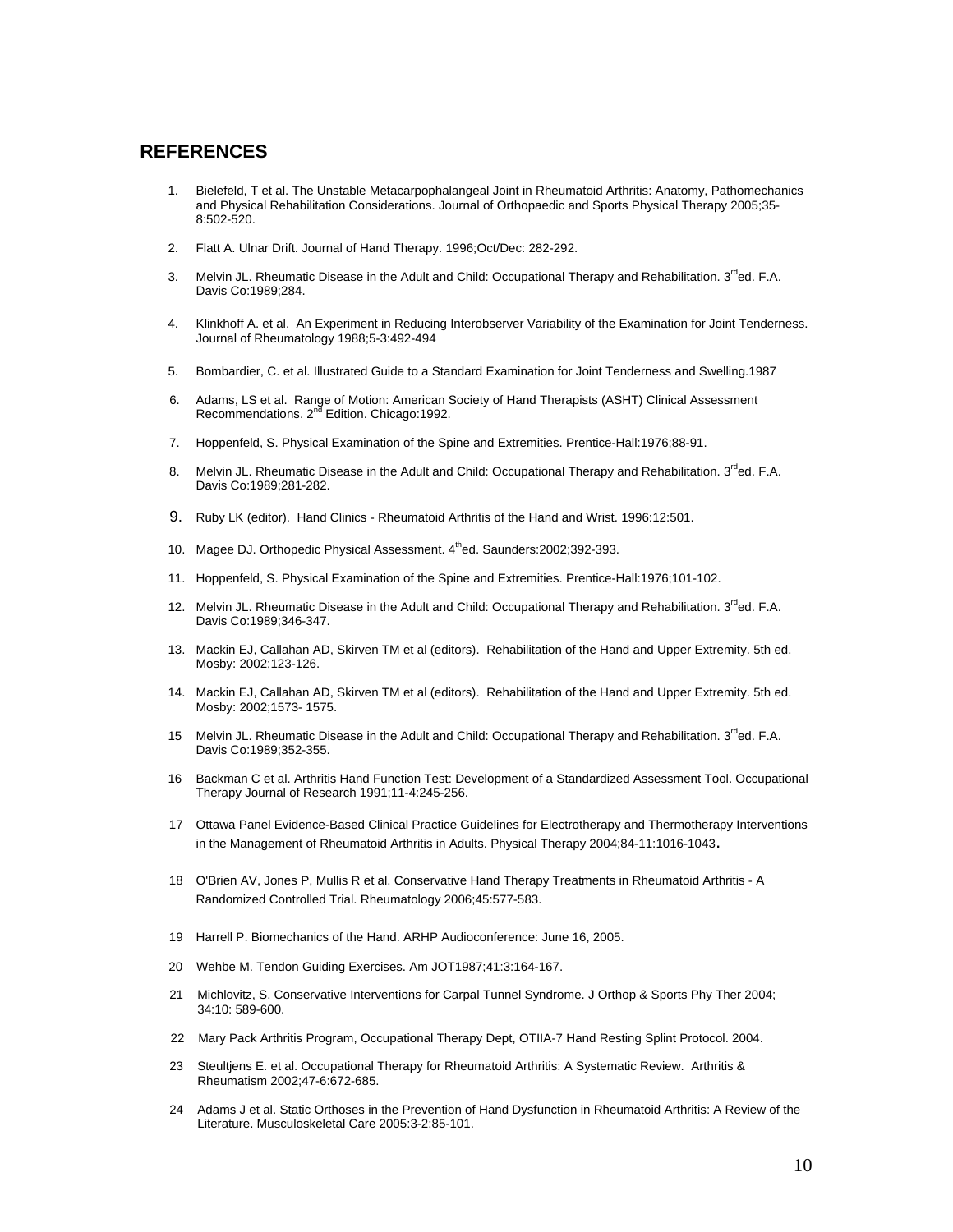## REFERENCES

1. Bielefeld, T et al. The Unstable Metacarpophalangeal Joint in Rheumatoid Arthritis: Anatomy, Pathomechanics and Physical Rehabilitation Considerations. Journal of Orthopaedic and Sports Physical Therapy 2005;35-8:502-520.
2. Flatt A. Ulnar Drift. Journal of Hand Therapy. 1996;Oct/Dec: 282-292.
3. Melvin JL. Rheumatic Disease in the Adult and Child: Occupational Therapy and Rehabilitation. 3rded. F.A. Davis Co:1989;284.
4. Klinkhoff A. et al. An Experiment in Reducing Interobserver Variability of the Examination for Joint Tenderness. Journal of Rheumatology 1988;5-3:492-494
5. Bombardier, C. et al. Illustrated Guide to a Standard Examination for Joint Tenderness and Swelling.1987
6. Adams, LS et al. Range of Motion: American Society of Hand Therapists (ASHT) Clinical Assessment Recommendations. 2nd Edition. Chicago:1992.
7. Hoppenfeld, S. Physical Examination of the Spine and Extremities. Prentice-Hall:1976;88-91.
8. Melvin JL. Rheumatic Disease in the Adult and Child: Occupational Therapy and Rehabilitation. 3rded. F.A. Davis Co:1989;281-282.
9. Ruby LK (editor). Hand Clinics - Rheumatoid Arthritis of the Hand and Wrist. 1996:12:501.
10. Magee DJ. Orthopedic Physical Assessment. 4thed. Saunders:2002;392-393.
11. Hoppenfeld, S. Physical Examination of the Spine and Extremities. Prentice-Hall:1976;101-102.
12. Melvin JL. Rheumatic Disease in the Adult and Child: Occupational Therapy and Rehabilitation. 3rded. F.A. Davis Co:1989;346-347.
13. Mackin EJ, Callahan AD, Skirven TM et al (editors). Rehabilitation of the Hand and Upper Extremity. 5th ed. Mosby: 2002;123-126.
14. Mackin EJ, Callahan AD, Skirven TM et al (editors). Rehabilitation of the Hand and Upper Extremity. 5th ed. Mosby: 2002;1573- 1575.
15. Melvin JL. Rheumatic Disease in the Adult and Child: Occupational Therapy and Rehabilitation. 3rded. F.A. Davis Co:1989;352-355.
16. Backman C et al. Arthritis Hand Function Test: Development of a Standardized Assessment Tool. Occupational Therapy Journal of Research 1991;11-4:245-256.
17. Ottawa Panel Evidence-Based Clinical Practice Guidelines for Electrotherapy and Thermotherapy Interventions in the Management of Rheumatoid Arthritis in Adults. Physical Therapy 2004;84-11:1016-1043.
18. O'Brien AV, Jones P, Mullis R et al. Conservative Hand Therapy Treatments in Rheumatoid Arthritis - A Randomized Controlled Trial. Rheumatology 2006;45:577-583.
19. Harrell P. Biomechanics of the Hand. ARHP Audioconference: June 16, 2005.
20. Wehbe M. Tendon Guiding Exercises. Am JOT1987;41:3:164-167.
21. Michlovitz, S. Conservative Interventions for Carpal Tunnel Syndrome. J Orthop & Sports Phy Ther 2004; 34:10: 589-600.
22. Mary Pack Arthritis Program, Occupational Therapy Dept, OTIIA-7 Hand Resting Splint Protocol. 2004.
23. Steultjens E. et al. Occupational Therapy for Rheumatoid Arthritis: A Systematic Review. Arthritis & Rheumatism 2002;47-6:672-685.
24. Adams J et al. Static Orthoses in the Prevention of Hand Dysfunction in Rheumatoid Arthritis: A Review of the Literature. Musculoskeletal Care 2005:3-2;85-101.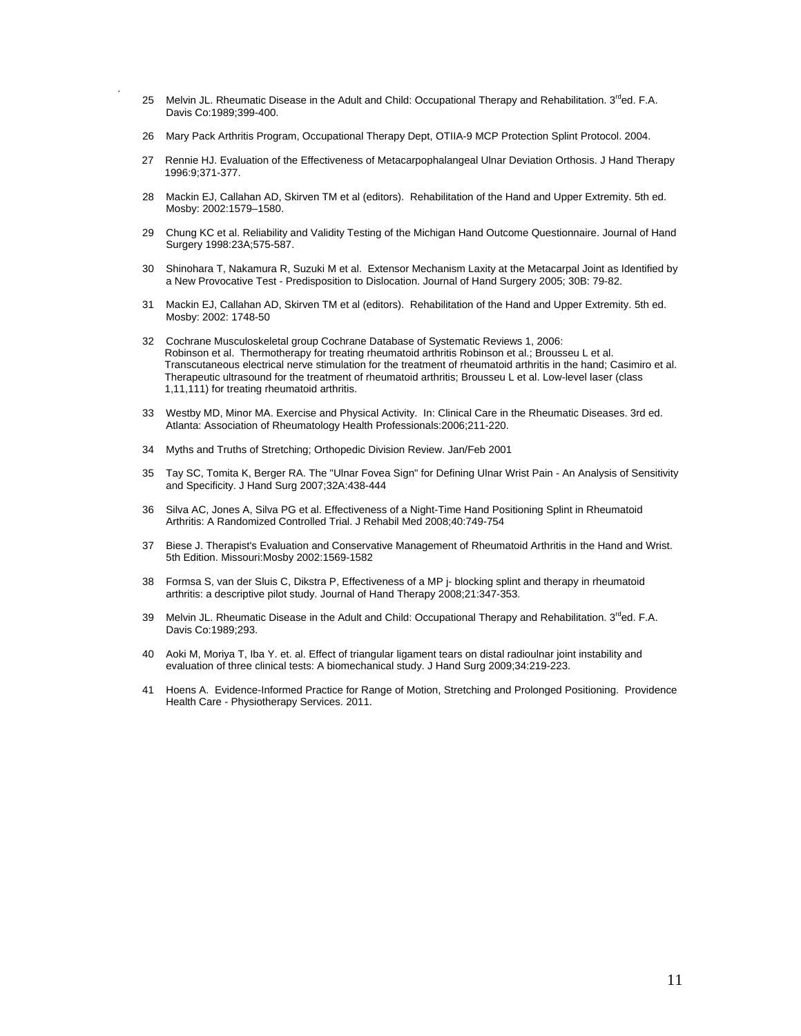25 Melvin JL. Rheumatic Disease in the Adult and Child: Occupational Therapy and Rehabilitation. 3rd ed. F.A. Davis Co:1989;399-400.

26 Mary Pack Arthritis Program, Occupational Therapy Dept, OTIIA-9 MCP Protection Splint Protocol. 2004.

27 Rennie HJ. Evaluation of the Effectiveness of Metacarpophalangeal Ulnar Deviation Orthosis. J Hand Therapy 1996:9;371-377.

28 Mackin EJ, Callahan AD, Skirven TM et al (editors). Rehabilitation of the Hand and Upper Extremity. 5th ed. Mosby: 2002:1579–1580.

29 Chung KC et al. Reliability and Validity Testing of the Michigan Hand Outcome Questionnaire. Journal of Hand Surgery 1998:23A;575-587.

30 Shinohara T, Nakamura R, Suzuki M et al. Extensor Mechanism Laxity at the Metacarpal Joint as Identified by a New Provocative Test - Predisposition to Dislocation. Journal of Hand Surgery 2005; 30B: 79-82.

31 Mackin EJ, Callahan AD, Skirven TM et al (editors). Rehabilitation of the Hand and Upper Extremity. 5th ed. Mosby: 2002: 1748-50

32 Cochrane Musculoskeletal group Cochrane Database of Systematic Reviews 1, 2006: Robinson et al. Thermotherapy for treating rheumatoid arthritis Robinson et al.; Brousseu L et al. Transcutaneous electrical nerve stimulation for the treatment of rheumatoid arthritis in the hand; Casimiro et al. Therapeutic ultrasound for the treatment of rheumatoid arthritis; Brousseu L et al. Low-level laser (class 1,11,111) for treating rheumatoid arthritis.

33 Westby MD, Minor MA. Exercise and Physical Activity. In: Clinical Care in the Rheumatic Diseases. 3rd ed. Atlanta: Association of Rheumatology Health Professionals:2006;211-220.

34 Myths and Truths of Stretching; Orthopedic Division Review. Jan/Feb 2001

35 Tay SC, Tomita K, Berger RA. The "Ulnar Fovea Sign" for Defining Ulnar Wrist Pain - An Analysis of Sensitivity and Specificity. J Hand Surg 2007;32A:438-444

36 Silva AC, Jones A, Silva PG et al. Effectiveness of a Night-Time Hand Positioning Splint in Rheumatoid Arthritis: A Randomized Controlled Trial. J Rehabil Med 2008;40:749-754

37 Biese J. Therapist's Evaluation and Conservative Management of Rheumatoid Arthritis in the Hand and Wrist. 5th Edition. Missouri:Mosby 2002:1569-1582

38 Formsa S, van der Sluis C, Dikstra P, Effectiveness of a MP j- blocking splint and therapy in rheumatoid arthritis: a descriptive pilot study. Journal of Hand Therapy 2008;21:347-353.

39 Melvin JL. Rheumatic Disease in the Adult and Child: Occupational Therapy and Rehabilitation. 3rd ed. F.A. Davis Co:1989;293.

40 Aoki M, Moriya T, Iba Y. et. al. Effect of triangular ligament tears on distal radioulnar joint instability and evaluation of three clinical tests: A biomechanical study. J Hand Surg 2009;34:219-223.

41 Hoens A. Evidence-Informed Practice for Range of Motion, Stretching and Prolonged Positioning. Providence Health Care - Physiotherapy Services. 2011.